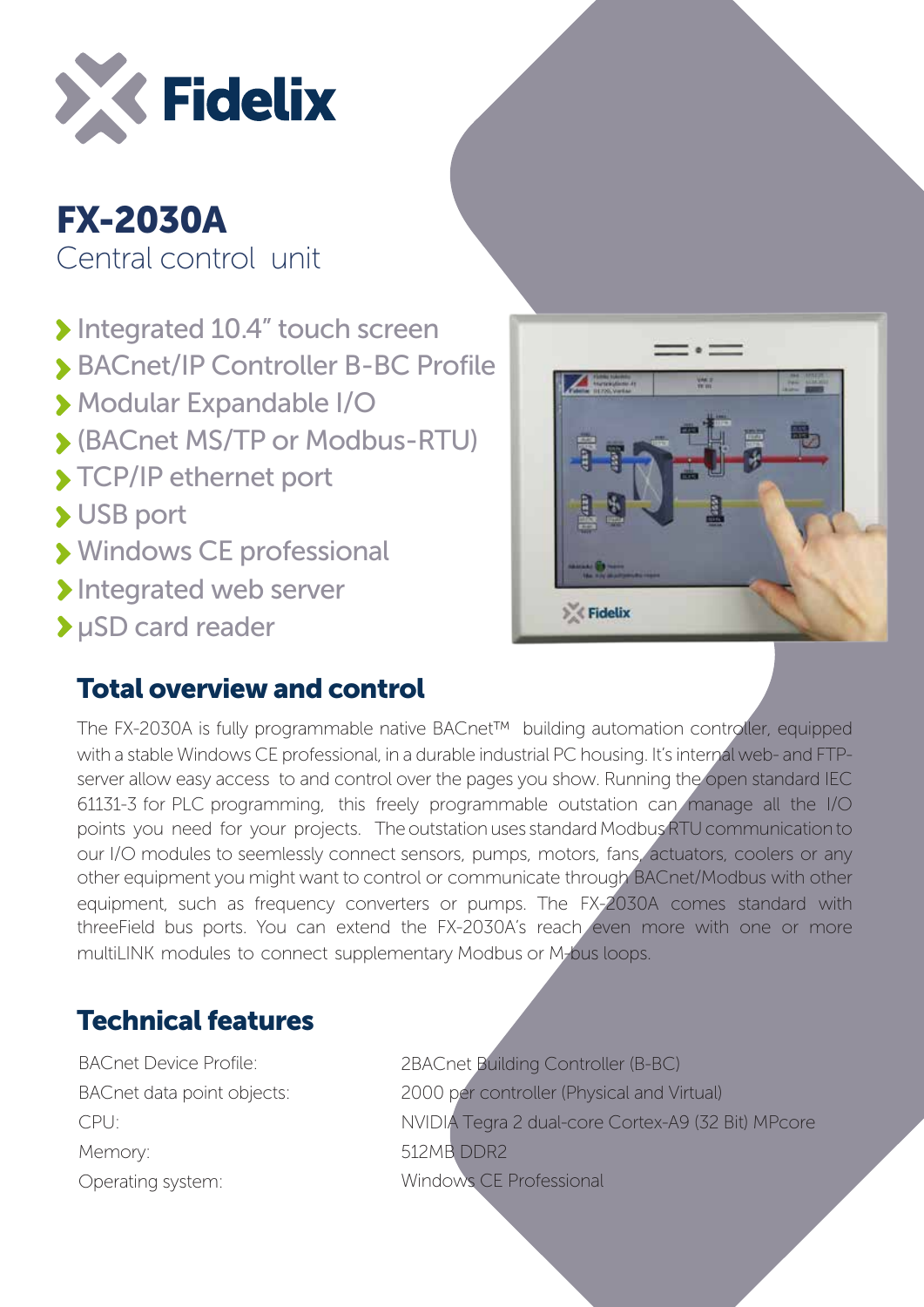# Fidelix

## FX-2030A

Central control unit

- Integrated 10.4" touch screen
- BACnet/IP Controller B-BC Profile
- Modular Expandable I/O
- (BACnet MS/TP or Modbus-RTU)
- TCP/IP ethernet port
- USB port
- Windows CE professional
- Integrated web server
- µSD card reader

## Total overview and control

The FX-2030A is fully programmable native BACnet™ building automation controller, equipped with a stable Windows CE professional, in a durable industrial PC housing. It's internal web- and FTP-server allow easy access to and control over the pages you show. Running the open standard IEC 61131-3 for PLC programming, this freely programmable outstation can manage all the I/O points you need for your projects. The outstation uses standard Modbus RTU communication to our I/O modules to seemlessly connect sensors, pumps, motors, fans, actuators, coolers or any other equipment you might want to control or communicate through BACnet/Modbus with other equipment, such as frequency converters or pumps. The FX-2030A comes standard with threeField bus ports. You can extend the FX-2030A's reach even more with one or more multiLINK modules to connect supplementary Modbus or M-bus loops.

## Technical features

| | |
|---|---|
| BACnet Device Profile: | 2BACnet Building Controller (B-BC) |
| BACnet data point objects: | 2000 per controller (Physical and Virtual) |
| CPU: | NVIDIA Tegra 2 dual-core Cortex-A9 (32 Bit) MPcore |
| Memory: | 512MB DDR2 |
| Operating system: | Windows CE Professional |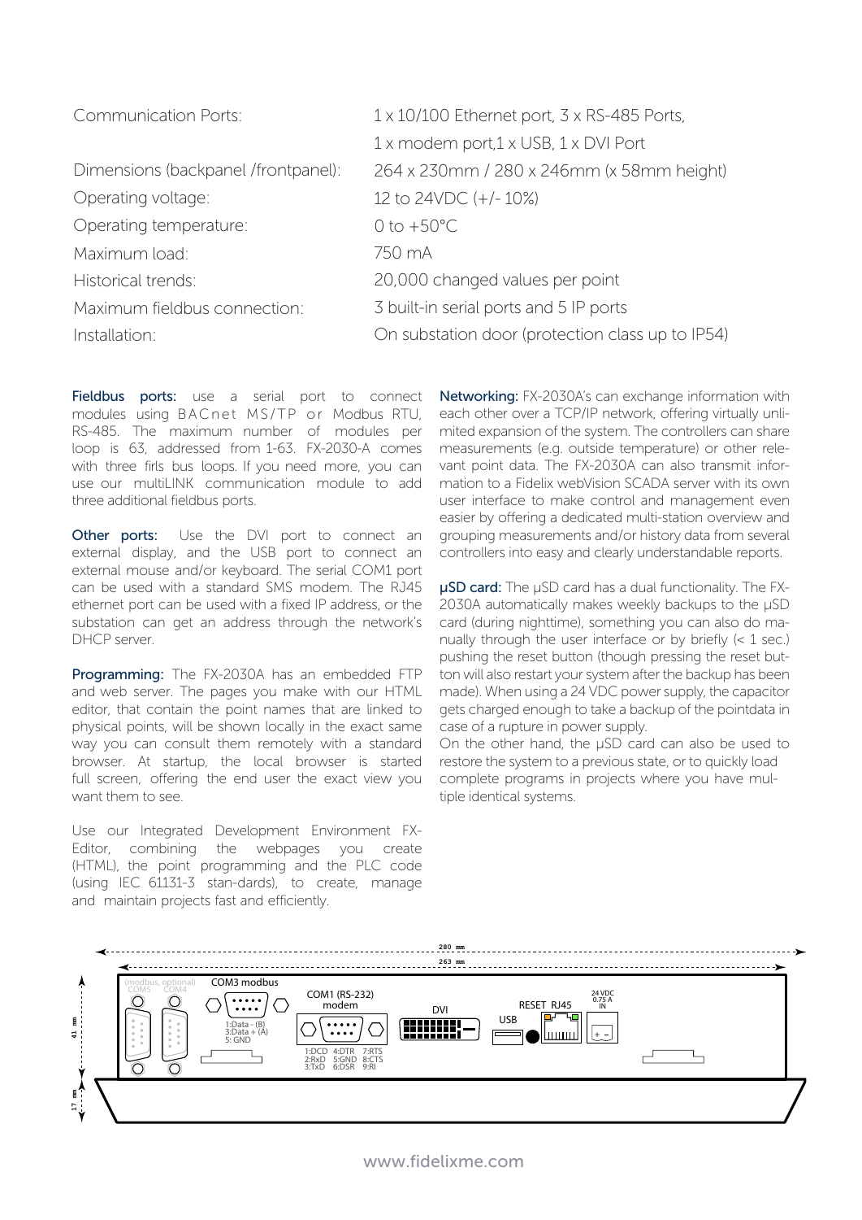| | |
|---|---|
| Communication Ports: | 1 x 10/100 Ethernet port, 3 x RS-485 Ports, 1 x modem port,1 x USB, 1 x DVI Port |
| Dimensions (backpanel /frontpanel): | 264 x 230mm / 280 x 246mm (x 58mm height) |
| Operating voltage: | 12 to 24VDC (+/- 10%) |
| Operating temperature: | 0 to +50°C |
| Maximum load: | 750 mA |
| Historical trends: | 20,000 changed values per point |
| Maximum fieldbus connection: | 3 built-in serial ports and 5 IP ports |
| Installation: | On substation door (protection class up to IP54) |

**Fieldbus ports:** use a serial port to connect modules using BACnet MS/TP or Modbus RTU, RS-485. The maximum number of modules per loop is 63, addressed from 1-63. FX-2030-A comes with three firls bus loops. If you need more, you can use our multiLINK communication module to add three additional fieldbus ports.

**Other ports:** Use the DVI port to connect an external display, and the USB port to connect an external mouse and/or keyboard. The serial COM1 port can be used with a standard SMS modem. The RJ45 ethernet port can be used with a fixed IP address, or the substation can get an address through the network's DHCP server.

**Programming:** The FX-2030A has an embedded FTP and web server. The pages you make with our HTML editor, that contain the point names that are linked to physical points, will be shown locally in the exact same way you can consult them remotely with a standard browser. At startup, the local browser is started full screen, offering the end user the exact view you want them to see.

Use our Integrated Development Environment FX-Editor, combining the webpages you create (HTML), the point programming and the PLC code (using IEC 61131-3 stan-dards), to create, manage and maintain projects fast and efficiently.

**Networking:** FX-2030A's can exchange information with each other over a TCP/IP network, offering virtually unlimited expansion of the system. The controllers can share measurements (e.g. outside temperature) or other relevant point data. The FX-2030A can also transmit information to a Fidelix webVision SCADA server with its own user interface to make control and management even easier by offering a dedicated multi-station overview and grouping measurements and/or history data from several controllers into easy and clearly understandable reports.

**µSD card:** The µSD card has a dual functionality. The FX-2030A automatically makes weekly backups to the µSD card (during nighttime), something you can also do manually through the user interface or by briefly (< 1 sec.) pushing the reset button (though pressing the reset button will also restart your system after the backup has been made). When using a 24 VDC power supply, the capacitor gets charged enough to take a backup of the pointdata in case of a rupture in power supply.
On the other hand, the µSD card can also be used to restore the system to a previous state, or to quickly load complete programs in projects where you have multiple identical systems.

280 mm
263 mm
41 mm
17 mm
(modbus, optional) COM5 COM4
COM3 modbus
1:Data - (B) 3:Data + (A) 5: GND
COM1 (RS-232) modem
1:DCD 4:DTR 7:RTS 2:RxD 5:GND 8:CTS 3:TxD 6:DSR 9:RI
DVI
USB
RESET RJ45
24 VDC 0.75 A IN

www.fidelixme.com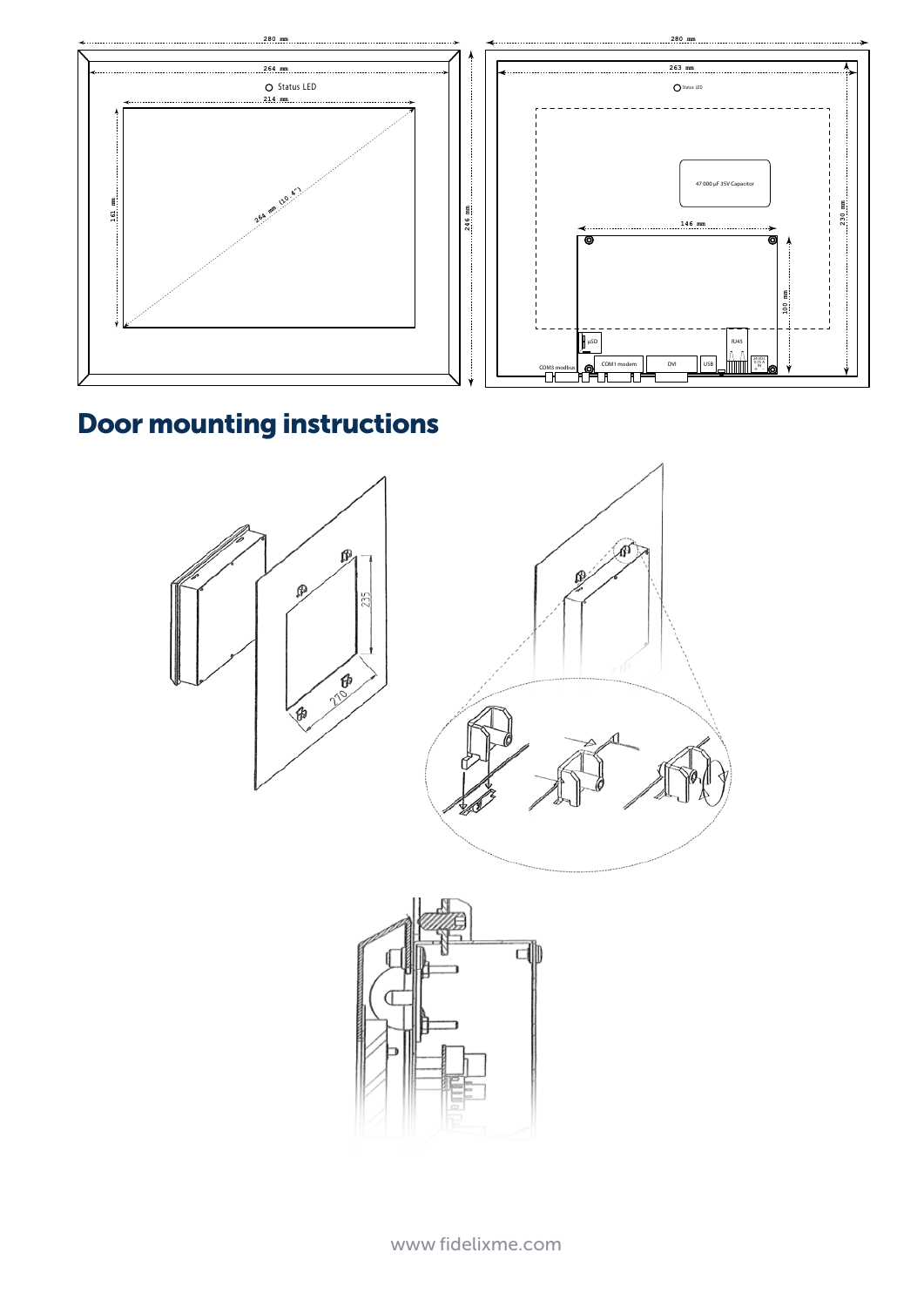280 mm

264 mm

Status LED

214 mm

161 mm

264 mm (10.4")

246 mm

280 mm

263 mm

Status LED

47 000 µF 35V Capacitor

146 mm

230 mm

100 mm

µSD

RJ45

COM3 modbus

COM1 modem

DVI

USB

## Door mounting instructions

235

270